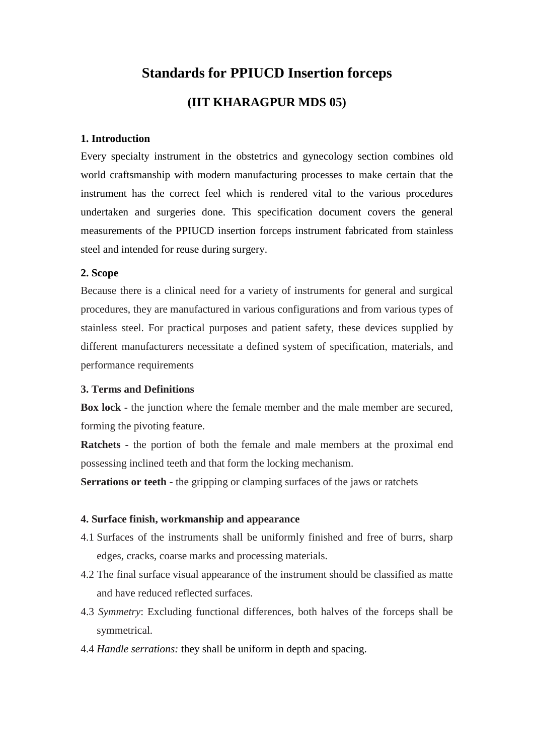# Standards for PPIUCD Insertion forceps

## (IIT KHARAGPUR MDS 05)

### 1. Introduction

Every specialty instrument in the obstetrics and gynecology section combines old world craftsmanship with modern manufacturing processes to make certain that the instrument has the correct feel which is rendered vital to the various procedures undertaken and surgeries done. This specification document covers the general measurements of the PPIUCD insertion forceps instrument fabricated from stainless steel and intended for reuse during surgery.

### 2. Scope

Because there is a clinical need for a variety of instruments for general and surgical procedures, they are manufactured in various configurations and from various types of stainless steel. For practical purposes and patient safety, these devices supplied by different manufacturers necessitate a defined system of specification, materials, and performance requirements

### 3. Terms and Definitions

**Box lock** - the junction where the female member and the male member are secured, forming the pivoting feature.

**Ratchets** - the portion of both the female and male members at the proximal end possessing inclined teeth and that form the locking mechanism.

**Serrations or teeth** - the gripping or clamping surfaces of the jaws or ratchets

### 4. Surface finish, workmanship and appearance

4.1 Surfaces of the instruments shall be uniformly finished and free of burrs, sharp edges, cracks, coarse marks and processing materials.

4.2 The final surface visual appearance of the instrument should be classified as matte and have reduced reflected surfaces.

4.3 *Symmetry*: Excluding functional differences, both halves of the forceps shall be symmetrical.

4.4 *Handle serrations:* they shall be uniform in depth and spacing.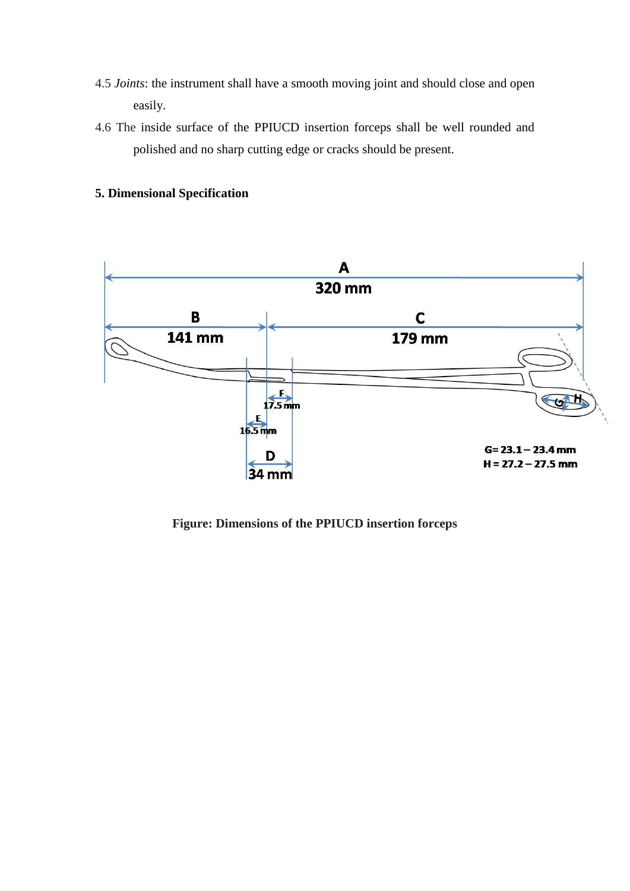4.5 *Joints*: the instrument shall have a smooth moving joint and should close and open easily.

4.6 The inside surface of the PPIUCD insertion forceps shall be well rounded and polished and no sharp cutting edge or cracks should be present.

**5. Dimensional Specification**

A 320 mm

B 141 mm

C 179 mm

F 17.5 mm

E 16.5 mm

D 34 mm

G= 23.1 – 23.4 mm

H = 27.2 – 27.5 mm

**Figure: Dimensions of the PPIUCD insertion forceps**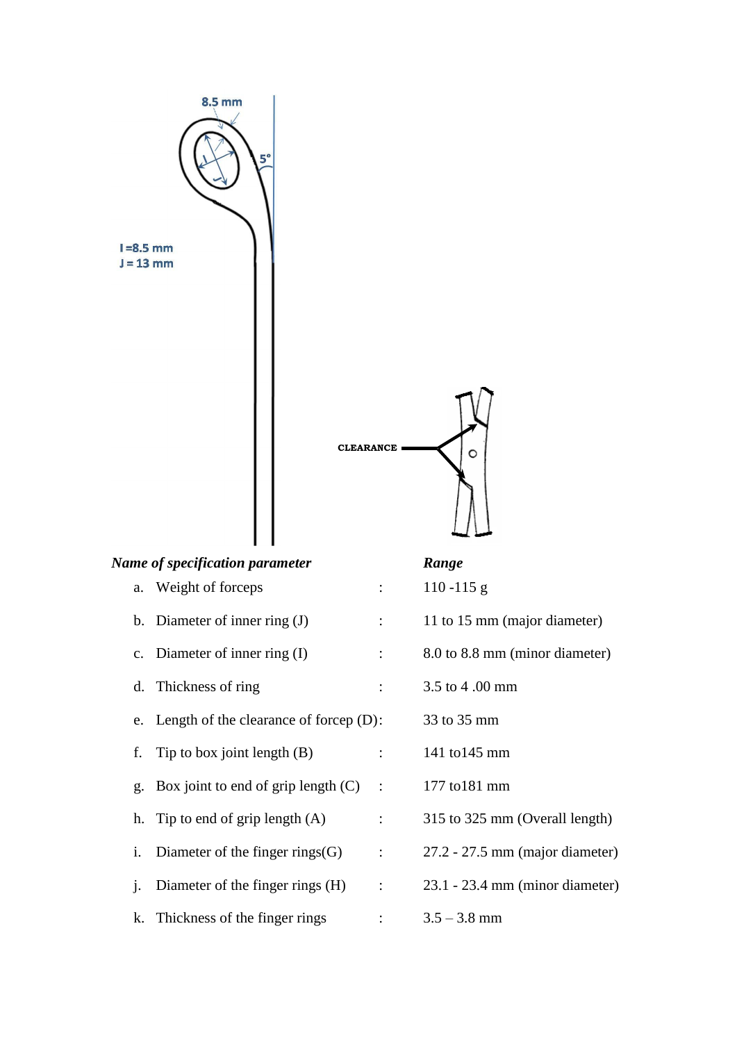| *Name of specification parameter* | | *Range* |
|---|---|---|
| a. Weight of forceps | : | 110 -115 g |
| b. Diameter of inner ring (J) | : | 11 to 15 mm (major diameter) |
| c. Diameter of inner ring (I) | : | 8.0 to 8.8 mm (minor diameter) |
| d. Thickness of ring | : | 3.5 to 4 .00 mm |
| e. Length of the clearance of forcep (D) | : | 33 to 35 mm |
| f. Tip to box joint length (B) | : | 141 to145 mm |
| g. Box joint to end of grip length (C) | : | 177 to181 mm |
| h. Tip to end of grip length (A) | : | 315 to 325 mm (Overall length) |
| i. Diameter of the finger rings(G) | : | 27.2 - 27.5 mm (major diameter) |
| j. Diameter of the finger rings (H) | : | 23.1 - 23.4 mm (minor diameter) |
| k. Thickness of the finger rings | : | 3.5 – 3.8 mm |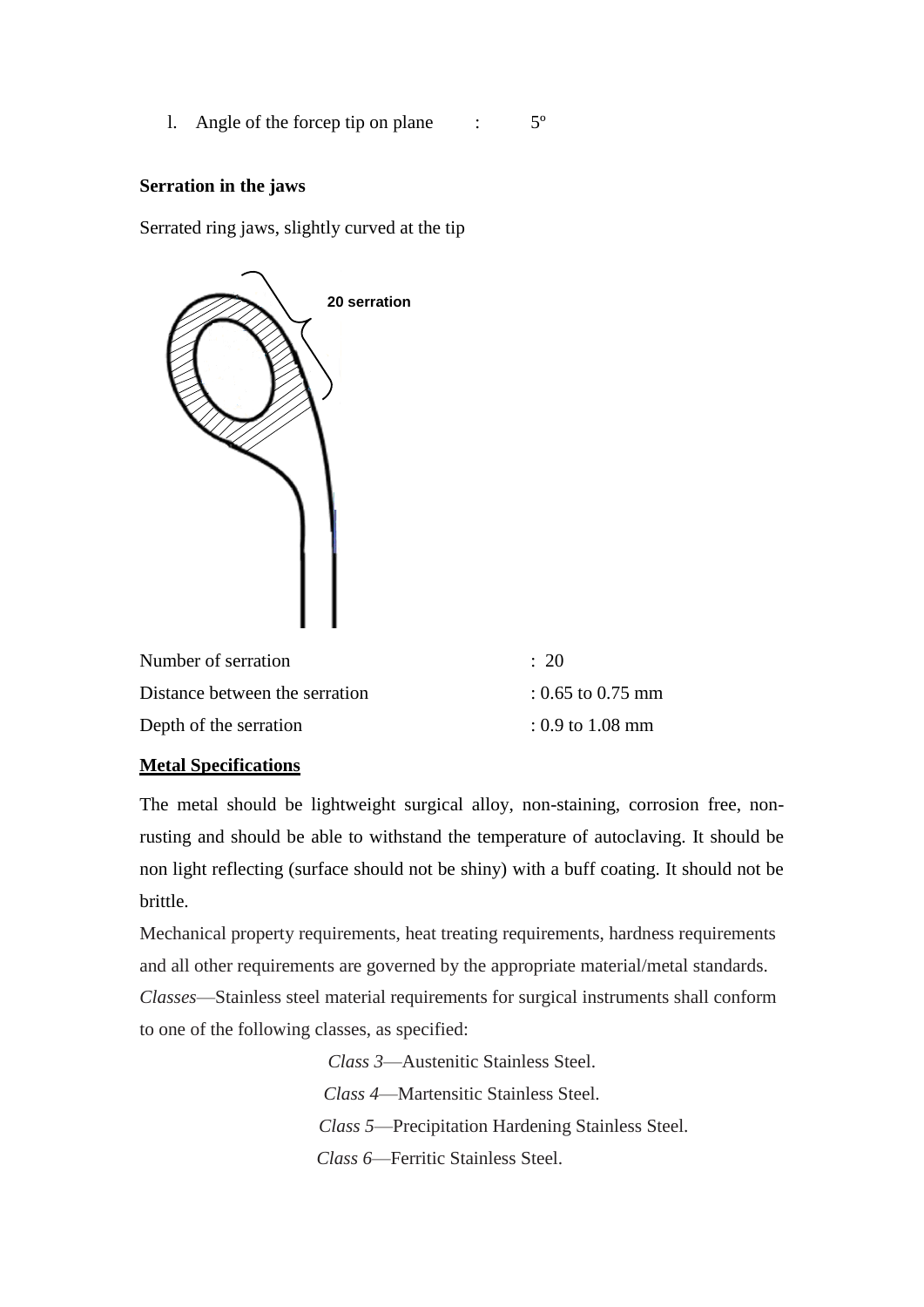l. Angle of the forcep tip on plane : 5º

**Serration in the jaws**

Serrated ring jaws, slightly curved at the tip

20 serration

| | |
|---|---|
| Number of serration | : 20 |
| Distance between the serration | : 0.65 to 0.75 mm |
| Depth of the serration | : 0.9 to 1.08 mm |

**Metal Specifications**

The metal should be lightweight surgical alloy, non-staining, corrosion free, non-rusting and should be able to withstand the temperature of autoclaving. It should be non light reflecting (surface should not be shiny) with a buff coating. It should not be brittle.

Mechanical property requirements, heat treating requirements, hardness requirements and all other requirements are governed by the appropriate material/metal standards.

*Classes*—Stainless steel material requirements for surgical instruments shall conform to one of the following classes, as specified:

*Class 3*—Austenitic Stainless Steel.

*Class 4*—Martensitic Stainless Steel.

*Class 5*—Precipitation Hardening Stainless Steel.

*Class 6*—Ferritic Stainless Steel.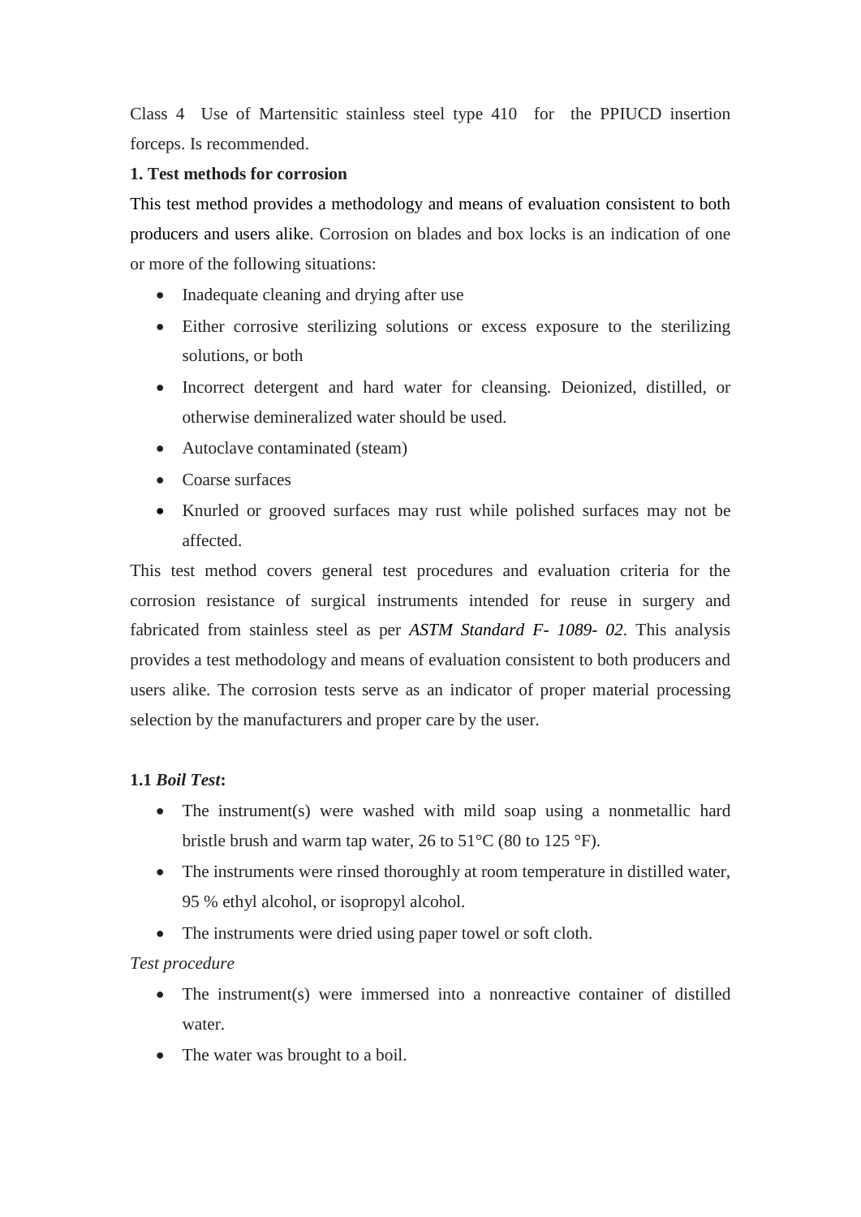Class 4 Use of Martensitic stainless steel type 410 for the PPIUCD insertion forceps. Is recommended.

**1. Test methods for corrosion**

This test method provides a methodology and means of evaluation consistent to both producers and users alike. Corrosion on blades and box locks is an indication of one or more of the following situations:

- Inadequate cleaning and drying after use
- Either corrosive sterilizing solutions or excess exposure to the sterilizing solutions, or both
- Incorrect detergent and hard water for cleansing. Deionized, distilled, or otherwise demineralized water should be used.
- Autoclave contaminated (steam)
- Coarse surfaces
- Knurled or grooved surfaces may rust while polished surfaces may not be affected.

This test method covers general test procedures and evaluation criteria for the corrosion resistance of surgical instruments intended for reuse in surgery and fabricated from stainless steel as per *ASTM Standard F- 1089- 02*. This analysis provides a test methodology and means of evaluation consistent to both producers and users alike. The corrosion tests serve as an indicator of proper material processing selection by the manufacturers and proper care by the user.

**1.1** ***Boil Test*****:**

- The instrument(s) were washed with mild soap using a nonmetallic hard bristle brush and warm tap water, 26 to 51°C (80 to 125 °F).
- The instruments were rinsed thoroughly at room temperature in distilled water, 95 % ethyl alcohol, or isopropyl alcohol.
- The instruments were dried using paper towel or soft cloth.

*Test procedure*

- The instrument(s) were immersed into a nonreactive container of distilled water.
- The water was brought to a boil.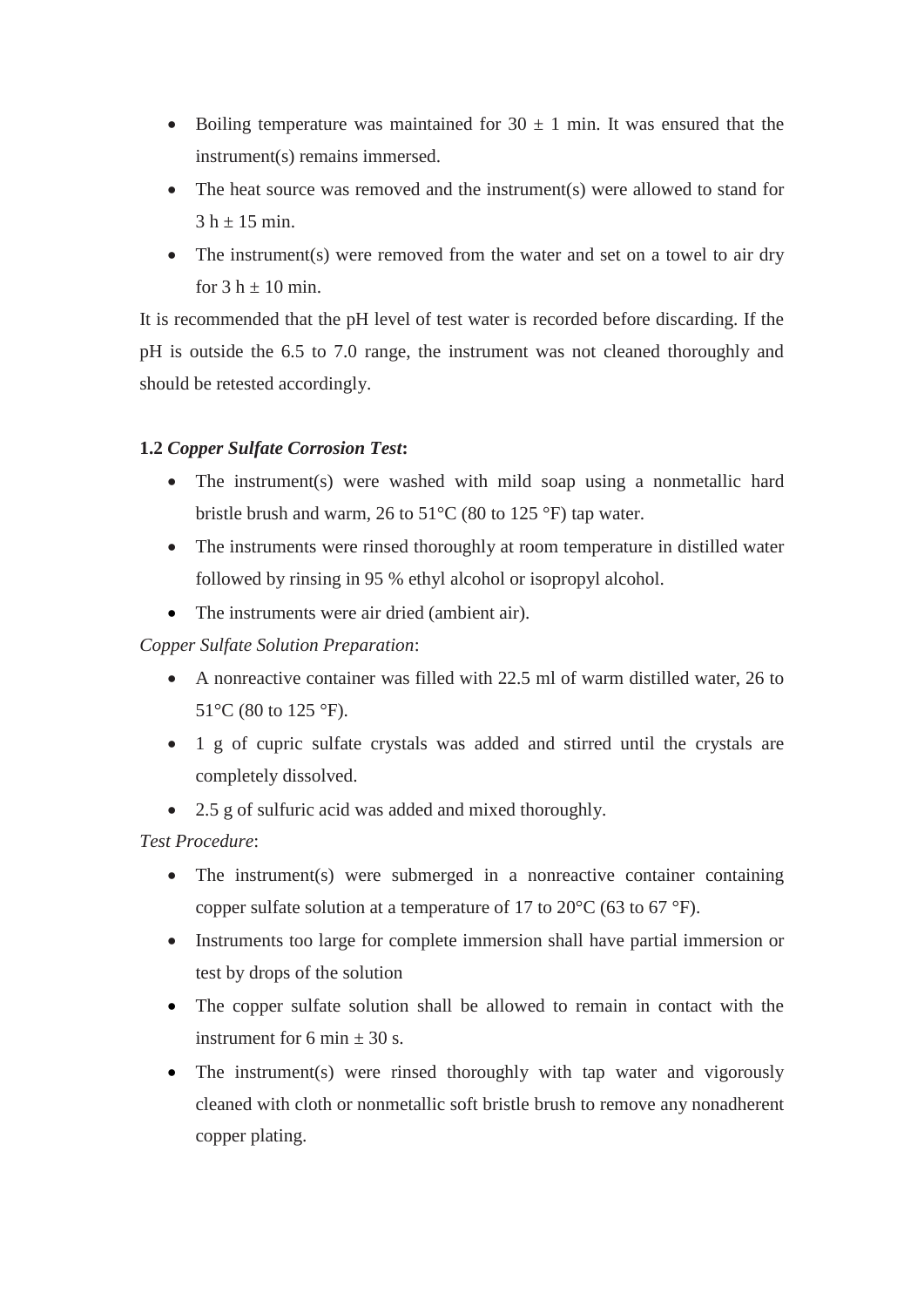- Boiling temperature was maintained for 30 ± 1 min. It was ensured that the instrument(s) remains immersed.
- The heat source was removed and the instrument(s) were allowed to stand for 3 h ± 15 min.
- The instrument(s) were removed from the water and set on a towel to air dry for 3 h ± 10 min.

It is recommended that the pH level of test water is recorded before discarding. If the pH is outside the 6.5 to 7.0 range, the instrument was not cleaned thoroughly and should be retested accordingly.

**1.2** ***Copper Sulfate Corrosion Test*****:**

- The instrument(s) were washed with mild soap using a nonmetallic hard bristle brush and warm, 26 to 51°C (80 to 125 °F) tap water.
- The instruments were rinsed thoroughly at room temperature in distilled water followed by rinsing in 95 % ethyl alcohol or isopropyl alcohol.
- The instruments were air dried (ambient air).

*Copper Sulfate Solution Preparation*:

- A nonreactive container was filled with 22.5 ml of warm distilled water, 26 to 51°C (80 to 125 °F).
- 1 g of cupric sulfate crystals was added and stirred until the crystals are completely dissolved.
- 2.5 g of sulfuric acid was added and mixed thoroughly.

*Test Procedure*:

- The instrument(s) were submerged in a nonreactive container containing copper sulfate solution at a temperature of 17 to 20°C (63 to 67 °F).
- Instruments too large for complete immersion shall have partial immersion or test by drops of the solution
- The copper sulfate solution shall be allowed to remain in contact with the instrument for 6 min ± 30 s.
- The instrument(s) were rinsed thoroughly with tap water and vigorously cleaned with cloth or nonmetallic soft bristle brush to remove any nonadherent copper plating.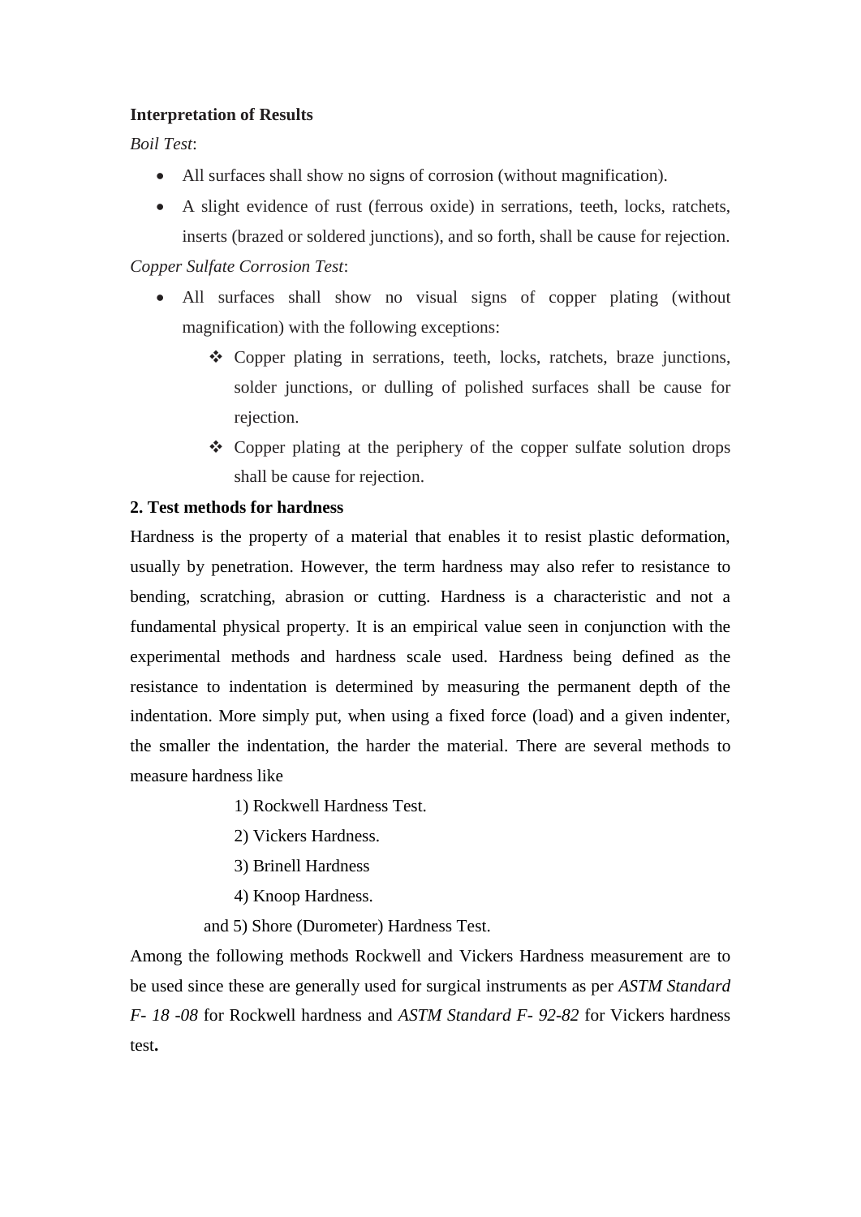**Interpretation of Results**

*Boil Test*:

- All surfaces shall show no signs of corrosion (without magnification).
- A slight evidence of rust (ferrous oxide) in serrations, teeth, locks, ratchets, inserts (brazed or soldered junctions), and so forth, shall be cause for rejection.

*Copper Sulfate Corrosion Test*:

- All surfaces shall show no visual signs of copper plating (without magnification) with the following exceptions:
  - ❖ Copper plating in serrations, teeth, locks, ratchets, braze junctions, solder junctions, or dulling of polished surfaces shall be cause for rejection.
  - ❖ Copper plating at the periphery of the copper sulfate solution drops shall be cause for rejection.

**2. Test methods for hardness**

Hardness is the property of a material that enables it to resist plastic deformation, usually by penetration. However, the term hardness may also refer to resistance to bending, scratching, abrasion or cutting. Hardness is a characteristic and not a fundamental physical property. It is an empirical value seen in conjunction with the experimental methods and hardness scale used. Hardness being defined as the resistance to indentation is determined by measuring the permanent depth of the indentation. More simply put, when using a fixed force (load) and a given indenter, the smaller the indentation, the harder the material. There are several methods to measure hardness like

1) Rockwell Hardness Test.

2) Vickers Hardness.

3) Brinell Hardness

4) Knoop Hardness.

and 5) Shore (Durometer) Hardness Test.

Among the following methods Rockwell and Vickers Hardness measurement are to be used since these are generally used for surgical instruments as per *ASTM Standard F- 18 -08* for Rockwell hardness and *ASTM Standard F- 92-82* for Vickers hardness test**.**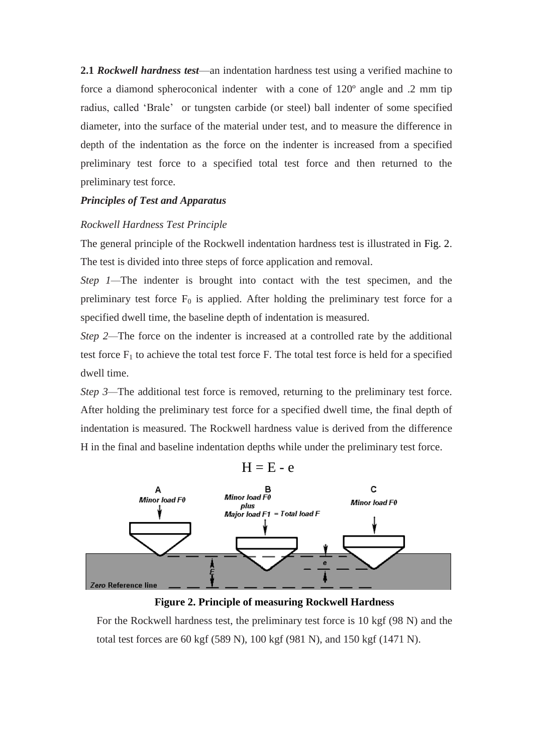**2.1** ***Rockwell hardness test***—an indentation hardness test using a verified machine to force a diamond spheroconical indenter with a cone of 120º angle and .2 mm tip radius, called 'Brale' or tungsten carbide (or steel) ball indenter of some specified diameter, into the surface of the material under test, and to measure the difference in depth of the indentation as the force on the indenter is increased from a specified preliminary test force to a specified total test force and then returned to the preliminary test force.

***Principles of Test and Apparatus***

*Rockwell Hardness Test Principle*

The general principle of the Rockwell indentation hardness test is illustrated in Fig. 2. The test is divided into three steps of force application and removal.

*Step 1*—The indenter is brought into contact with the test specimen, and the preliminary test force $F_0$ is applied. After holding the preliminary test force for a specified dwell time, the baseline depth of indentation is measured.

*Step 2*—The force on the indenter is increased at a controlled rate by the additional test force $F_1$ to achieve the total test force F. The total test force is held for a specified dwell time.

*Step 3*—The additional test force is removed, returning to the preliminary test force. After holding the preliminary test force for a specified dwell time, the final depth of indentation is measured. The Rockwell hardness value is derived from the difference H in the final and baseline indentation depths while under the preliminary test force.

$$H = E - e$$

**Figure 2. Principle of measuring Rockwell Hardness**

For the Rockwell hardness test, the preliminary test force is 10 kgf (98 N) and the total test forces are 60 kgf (589 N), 100 kgf (981 N), and 150 kgf (1471 N).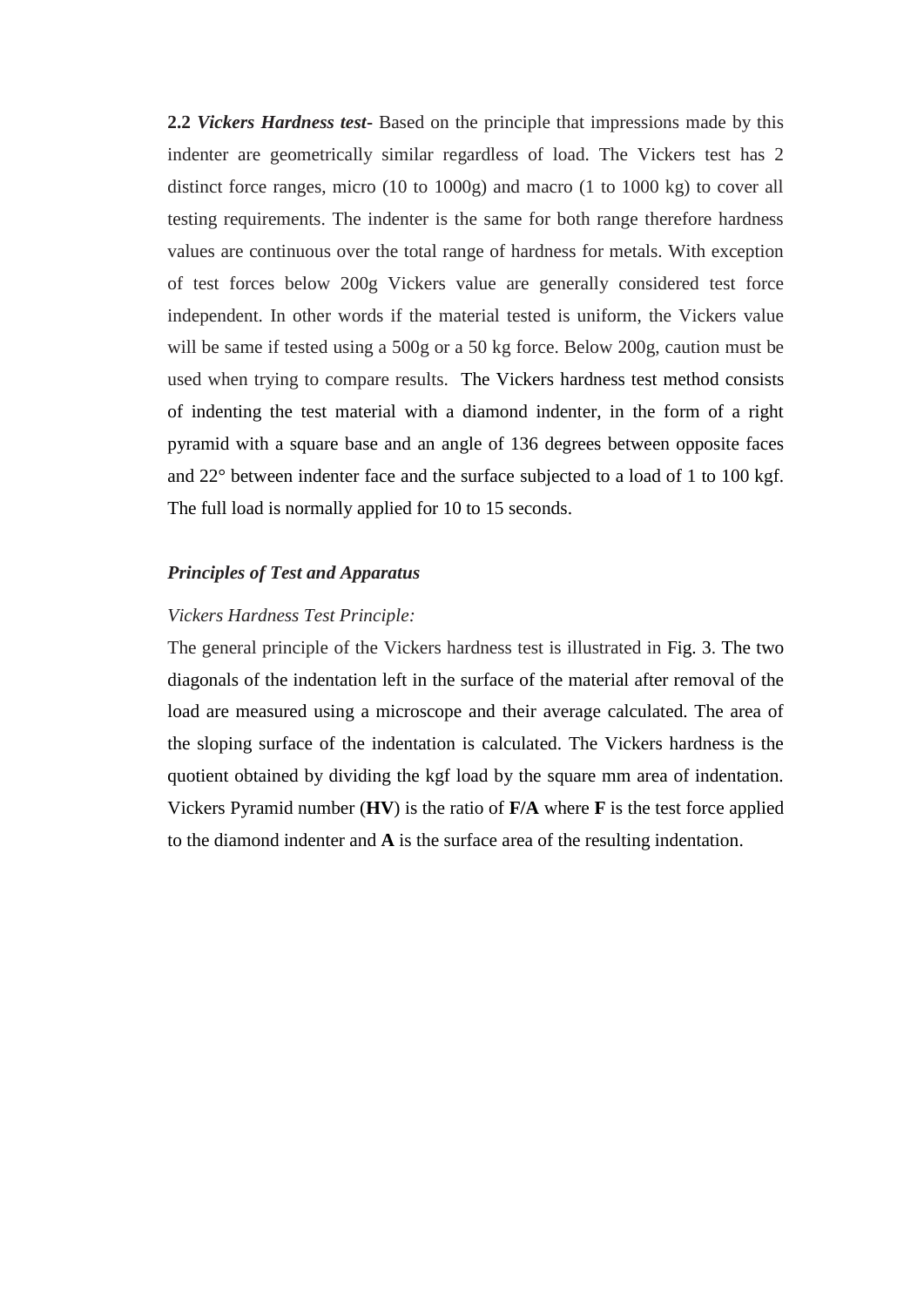**2.2 *Vickers Hardness test-*** Based on the principle that impressions made by this indenter are geometrically similar regardless of load. The Vickers test has 2 distinct force ranges, micro (10 to 1000g) and macro (1 to 1000 kg) to cover all testing requirements. The indenter is the same for both range therefore hardness values are continuous over the total range of hardness for metals. With exception of test forces below 200g Vickers value are generally considered test force independent. In other words if the material tested is uniform, the Vickers value will be same if tested using a 500g or a 50 kg force. Below 200g, caution must be used when trying to compare results. The Vickers hardness test method consists of indenting the test material with a diamond indenter, in the form of a right pyramid with a square base and an angle of 136 degrees between opposite faces and 22° between indenter face and the surface subjected to a load of 1 to 100 kgf. The full load is normally applied for 10 to 15 seconds.

***Principles of Test and Apparatus***

*Vickers Hardness Test Principle:*

The general principle of the Vickers hardness test is illustrated in Fig. 3. The two diagonals of the indentation left in the surface of the material after removal of the load are measured using a microscope and their average calculated. The area of the sloping surface of the indentation is calculated. The Vickers hardness is the quotient obtained by dividing the kgf load by the square mm area of indentation. Vickers Pyramid number (**HV**) is the ratio of **F/A** where **F** is the test force applied to the diamond indenter and **A** is the surface area of the resulting indentation.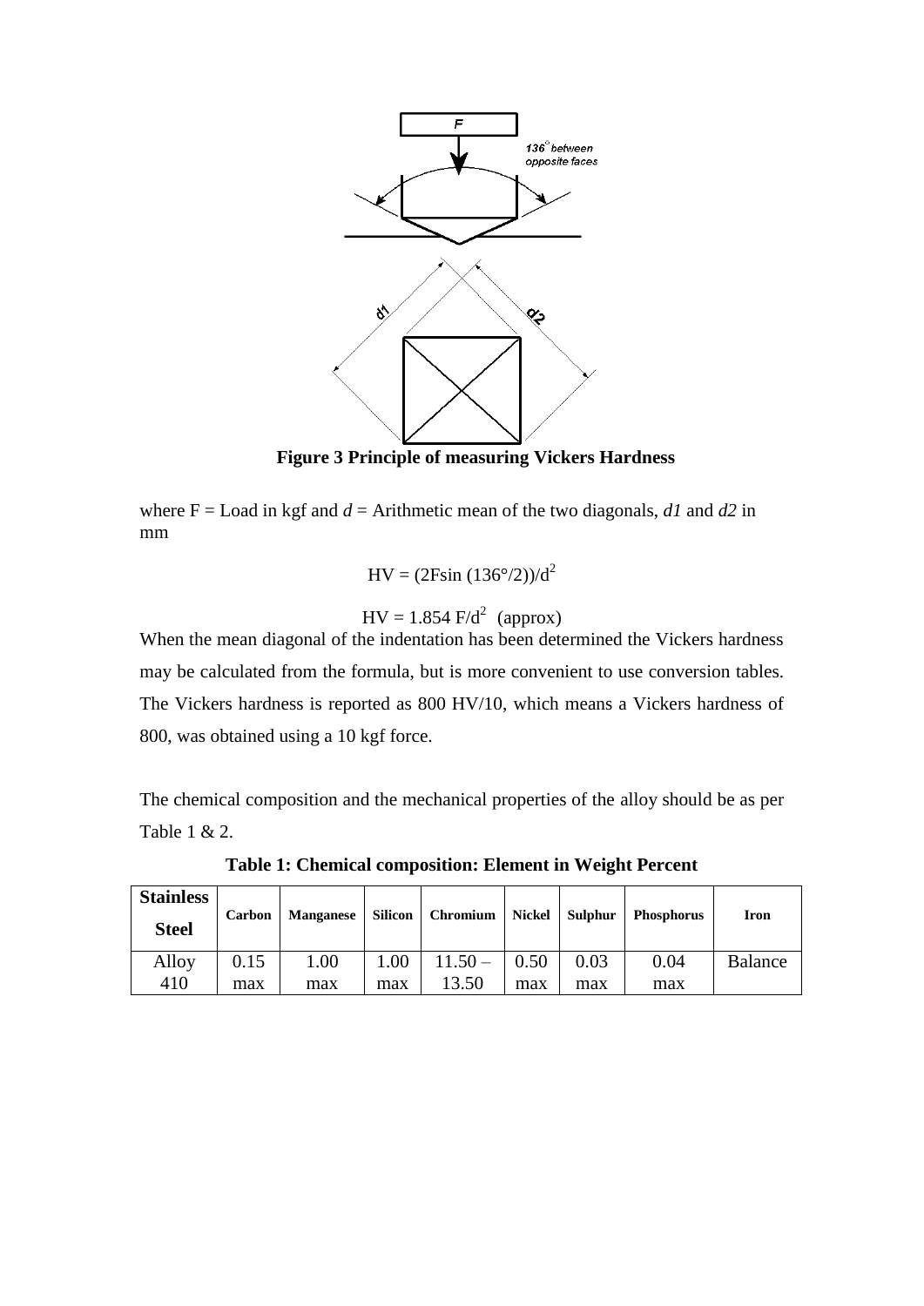**Figure 3 Principle of measuring Vickers Hardness**

where F = Load in kgf and *d* = Arithmetic mean of the two diagonals, *d1* and *d2* in mm

$$HV = (2F\sin(136°/2))/d^2$$

$$HV = 1.854\ F/d^2 \quad \text{(approx)}$$

When the mean diagonal of the indentation has been determined the Vickers hardness may be calculated from the formula, but is more convenient to use conversion tables. The Vickers hardness is reported as 800 HV/10, which means a Vickers hardness of 800, was obtained using a 10 kgf force.

The chemical composition and the mechanical properties of the alloy should be as per Table 1 & 2.

**Table 1: Chemical composition: Element in Weight Percent**

| Stainless Steel | Carbon | Manganese | Silicon | Chromium | Nickel | Sulphur | Phosphorus | Iron |
|---|---|---|---|---|---|---|---|---|
| Alloy 410 | 0.15 max | 1.00 max | 1.00 max | 11.50 – 13.50 | 0.50 max | 0.03 max | 0.04 max | Balance |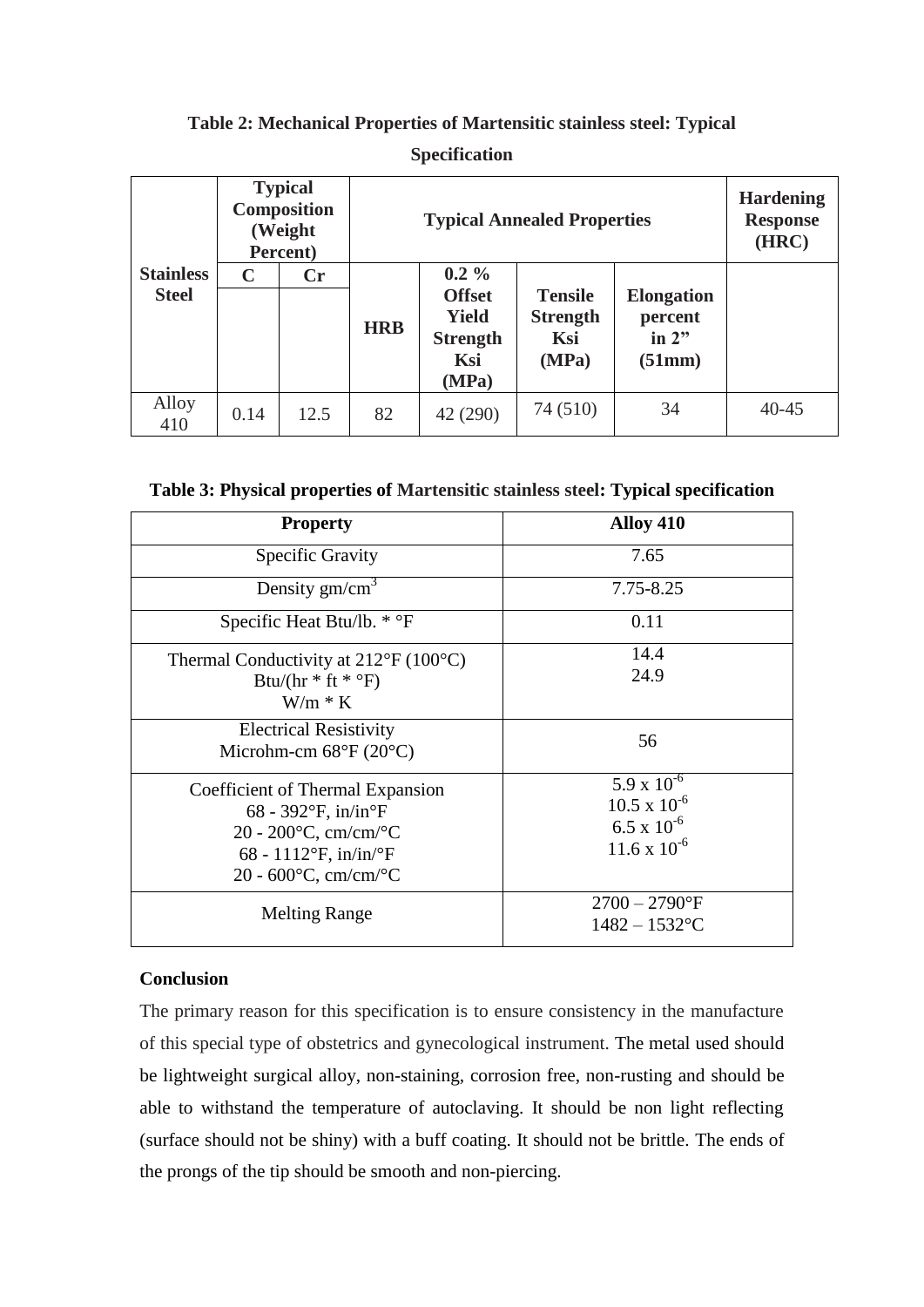**Table 2: Mechanical Properties of Martensitic stainless steel: Typical Specification**

| Stainless Steel | Typical Composition (Weight Percent) | | Typical Annealed Properties | | | | Hardening Response (HRC) |
|---|---|---|---|---|---|---|---|
| | C | Cr | HRB | 0.2 % Offset Yield Strength Ksi (MPa) | Tensile Strength Ksi (MPa) | Elongation percent in 2" (51mm) | |
| Alloy 410 | 0.14 | 12.5 | 82 | 42 (290) | 74 (510) | 34 | 40-45 |

**Table 3: Physical properties of Martensitic stainless steel: Typical specification**

| Property | Alloy 410 |
|---|---|
| Specific Gravity | 7.65 |
| Density gm/cm$^3$ | 7.75-8.25 |
| Specific Heat Btu/lb. * °F | 0.11 |
| Thermal Conductivity at 212°F (100°C) Btu/(hr * ft * °F) W/m * K | 14.4<br>24.9 |
| Electrical Resistivity Microhm-cm 68°F (20°C) | 56 |
| Coefficient of Thermal Expansion 68 - 392°F, in/in°F 20 - 200°C, cm/cm/°C 68 - 1112°F, in/in/°F 20 - 600°C, cm/cm/°C | $5.9 \times 10^{-6}$<br>$10.5 \times 10^{-6}$<br>$6.5 \times 10^{-6}$<br>$11.6 \times 10^{-6}$ |
| Melting Range | 2700 – 2790°F<br>1482 – 1532°C |

**Conclusion**

The primary reason for this specification is to ensure consistency in the manufacture of this special type of obstetrics and gynecological instrument. The metal used should be lightweight surgical alloy, non-staining, corrosion free, non-rusting and should be able to withstand the temperature of autoclaving. It should be non light reflecting (surface should not be shiny) with a buff coating. It should not be brittle. The ends of the prongs of the tip should be smooth and non-piercing.